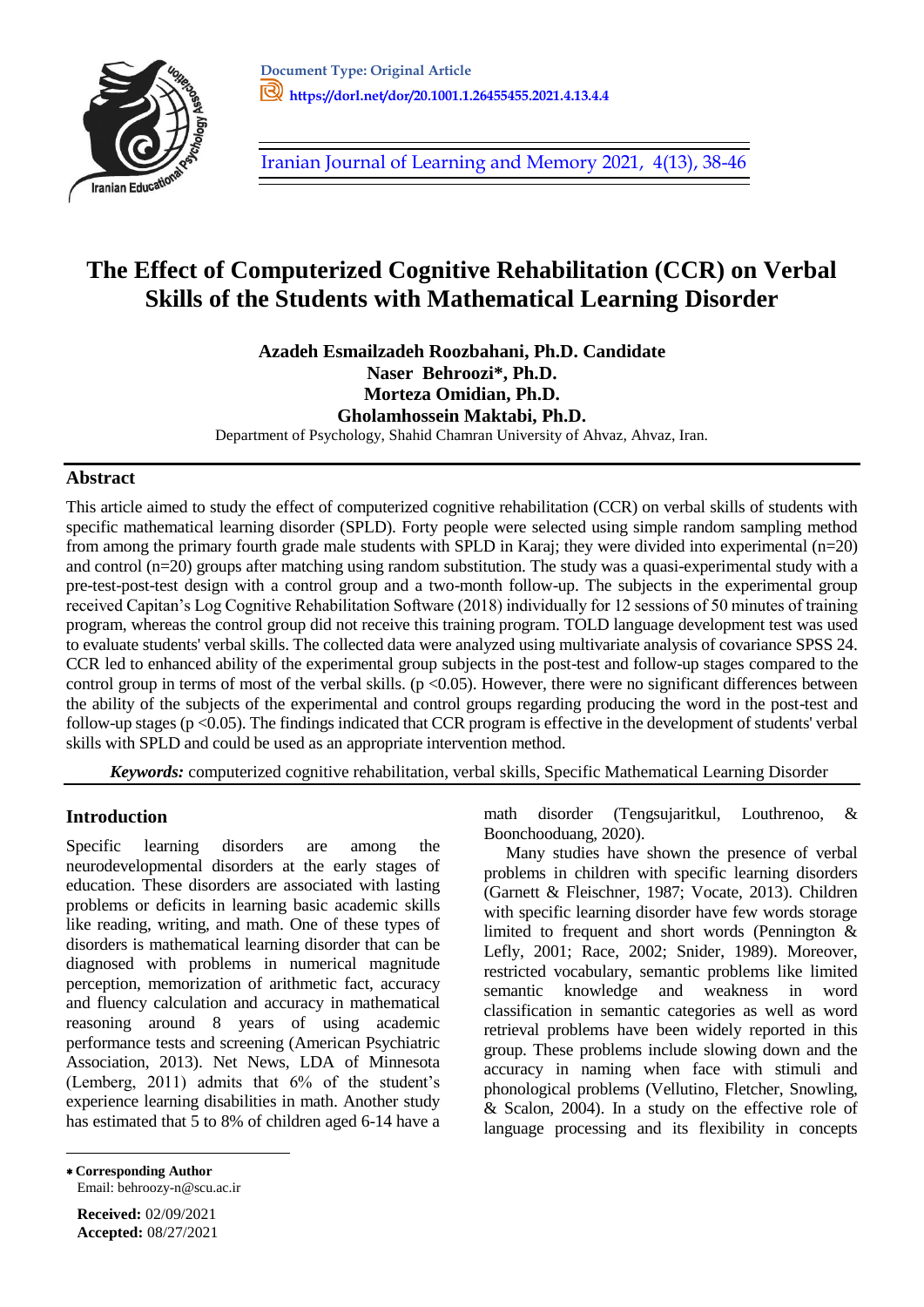**Document Type: Original Article**

**https://dorl.net/dor/20.1001.1.26455455.2021.4.13.4.4**

Iranian Journal of Learning and Memory 2021, 4(13), 38-46

# The Effect of Computerized Cognitive Rehabilitation (CCR) on Verbal Skills of the Students with Mathematical Learning Disorder

**Azadeh Esmailzadeh Roozbahani, Ph.D. Candidate**
**Naser Behroozi\*, Ph.D.**
**Morteza Omidian, Ph.D.**
**Gholamhossein Maktabi, Ph.D.**

Department of Psychology, Shahid Chamran University of Ahvaz, Ahvaz, Iran.

## Abstract

This article aimed to study the effect of computerized cognitive rehabilitation (CCR) on verbal skills of students with specific mathematical learning disorder (SPLD). Forty people were selected using simple random sampling method from among the primary fourth grade male students with SPLD in Karaj; they were divided into experimental (n=20) and control (n=20) groups after matching using random substitution. The study was a quasi-experimental study with a pre-test-post-test design with a control group and a two-month follow-up. The subjects in the experimental group received Capitan's Log Cognitive Rehabilitation Software (2018) individually for 12 sessions of 50 minutes of training program, whereas the control group did not receive this training program. TOLD language development test was used to evaluate students' verbal skills. The collected data were analyzed using multivariate analysis of covariance SPSS 24. CCR led to enhanced ability of the experimental group subjects in the post-test and follow-up stages compared to the control group in terms of most of the verbal skills. ($p < 0.05$). However, there were no significant differences between the ability of the subjects of the experimental and control groups regarding producing the word in the post-test and follow-up stages ($p < 0.05$). The findings indicated that CCR program is effective in the development of students' verbal skills with SPLD and could be used as an appropriate intervention method.

***Keywords:*** computerized cognitive rehabilitation, verbal skills, Specific Mathematical Learning Disorder

## Introduction

Specific learning disorders are among the neurodevelopmental disorders at the early stages of education. These disorders are associated with lasting problems or deficits in learning basic academic skills like reading, writing, and math. One of these types of disorders is mathematical learning disorder that can be diagnosed with problems in numerical magnitude perception, memorization of arithmetic fact, accuracy and fluency calculation and accuracy in mathematical reasoning around 8 years of using academic performance tests and screening (American Psychiatric Association, 2013). Net News, LDA of Minnesota (Lemberg, 2011) admits that 6% of the student's experience learning disabilities in math. Another study has estimated that 5 to 8% of children aged 6-14 have a math disorder (Tengsujaritkul, Louthrenoo, & Boonchooduang, 2020).

Many studies have shown the presence of verbal problems in children with specific learning disorders (Garnett & Fleischner, 1987; Vocate, 2013). Children with specific learning disorder have few words storage limited to frequent and short words (Pennington & Lefly, 2001; Race, 2002; Snider, 1989). Moreover, restricted vocabulary, semantic problems like limited semantic knowledge and weakness in word classification in semantic categories as well as word retrieval problems have been widely reported in this group. These problems include slowing down and the accuracy in naming when face with stimuli and phonological problems (Vellutino, Fletcher, Snowling, & Scalon, 2004). In a study on the effective role of language processing and its flexibility in concepts

---

\* **Corresponding Author**
Email: behroozy-n@scu.ac.ir

**Received:** 02/09/2021
**Accepted:** 08/27/2021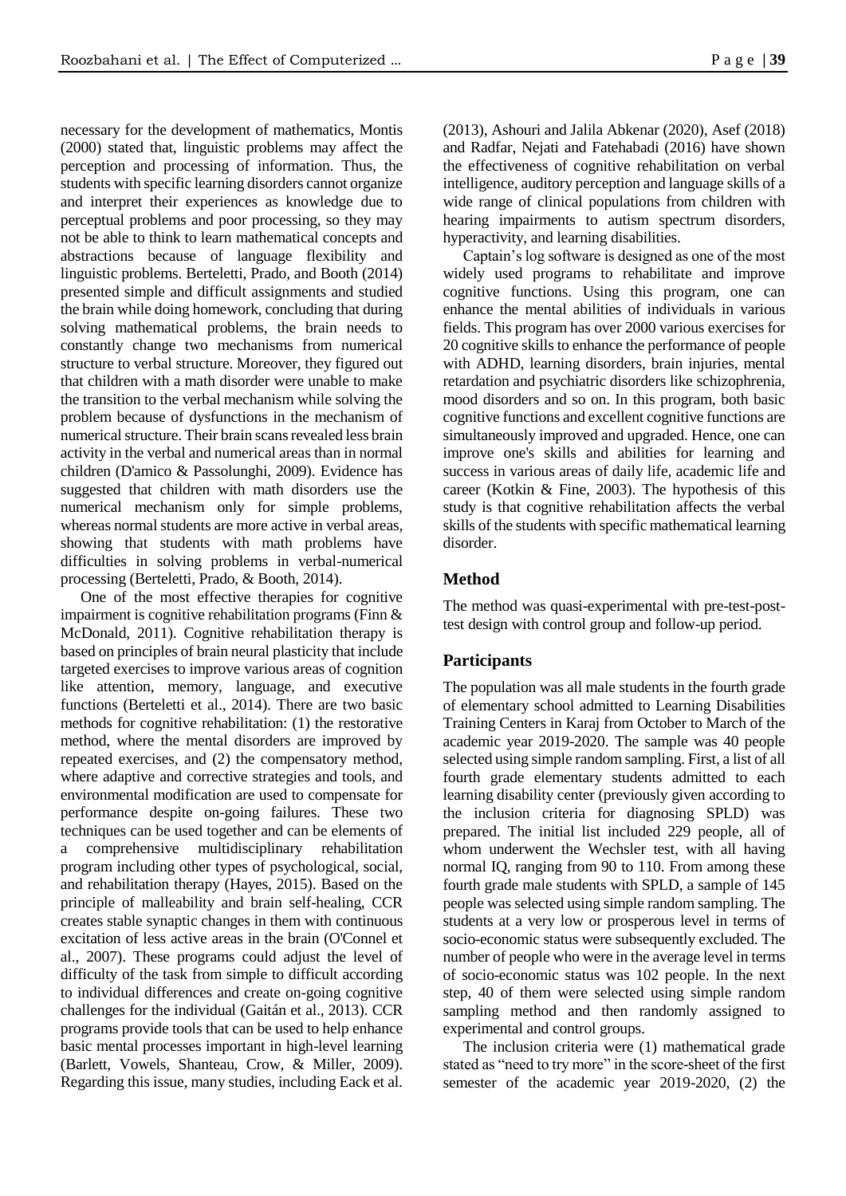necessary for the development of mathematics, Montis (2000) stated that, linguistic problems may affect the perception and processing of information. Thus, the students with specific learning disorders cannot organize and interpret their experiences as knowledge due to perceptual problems and poor processing, so they may not be able to think to learn mathematical concepts and abstractions because of language flexibility and linguistic problems. Berteletti, Prado, and Booth (2014) presented simple and difficult assignments and studied the brain while doing homework, concluding that during solving mathematical problems, the brain needs to constantly change two mechanisms from numerical structure to verbal structure. Moreover, they figured out that children with a math disorder were unable to make the transition to the verbal mechanism while solving the problem because of dysfunctions in the mechanism of numerical structure. Their brain scans revealed less brain activity in the verbal and numerical areas than in normal children (D'amico & Passolunghi, 2009). Evidence has suggested that children with math disorders use the numerical mechanism only for simple problems, whereas normal students are more active in verbal areas, showing that students with math problems have difficulties in solving problems in verbal-numerical processing (Berteletti, Prado, & Booth, 2014).

One of the most effective therapies for cognitive impairment is cognitive rehabilitation programs (Finn & McDonald, 2011). Cognitive rehabilitation therapy is based on principles of brain neural plasticity that include targeted exercises to improve various areas of cognition like attention, memory, language, and executive functions (Berteletti et al., 2014). There are two basic methods for cognitive rehabilitation: (1) the restorative method, where the mental disorders are improved by repeated exercises, and (2) the compensatory method, where adaptive and corrective strategies and tools, and environmental modification are used to compensate for performance despite on-going failures. These two techniques can be used together and can be elements of a comprehensive multidisciplinary rehabilitation program including other types of psychological, social, and rehabilitation therapy (Hayes, 2015). Based on the principle of malleability and brain self-healing, CCR creates stable synaptic changes in them with continuous excitation of less active areas in the brain (O'Connel et al., 2007). These programs could adjust the level of difficulty of the task from simple to difficult according to individual differences and create on-going cognitive challenges for the individual (Gaitán et al., 2013). CCR programs provide tools that can be used to help enhance basic mental processes important in high-level learning (Barlett, Vowels, Shanteau, Crow, & Miller, 2009). Regarding this issue, many studies, including Eack et al. (2013), Ashouri and Jalila Abkenar (2020), Asef (2018) and Radfar, Nejati and Fatehabadi (2016) have shown the effectiveness of cognitive rehabilitation on verbal intelligence, auditory perception and language skills of a wide range of clinical populations from children with hearing impairments to autism spectrum disorders, hyperactivity, and learning disabilities.

Captain's log software is designed as one of the most widely used programs to rehabilitate and improve cognitive functions. Using this program, one can enhance the mental abilities of individuals in various fields. This program has over 2000 various exercises for 20 cognitive skills to enhance the performance of people with ADHD, learning disorders, brain injuries, mental retardation and psychiatric disorders like schizophrenia, mood disorders and so on. In this program, both basic cognitive functions and excellent cognitive functions are simultaneously improved and upgraded. Hence, one can improve one's skills and abilities for learning and success in various areas of daily life, academic life and career (Kotkin & Fine, 2003). The hypothesis of this study is that cognitive rehabilitation affects the verbal skills of the students with specific mathematical learning disorder.

## Method

The method was quasi-experimental with pre-test-post-test design with control group and follow-up period.

## Participants

The population was all male students in the fourth grade of elementary school admitted to Learning Disabilities Training Centers in Karaj from October to March of the academic year 2019-2020. The sample was 40 people selected using simple random sampling. First, a list of all fourth grade elementary students admitted to each learning disability center (previously given according to the inclusion criteria for diagnosing SPLD) was prepared. The initial list included 229 people, all of whom underwent the Wechsler test, with all having normal IQ, ranging from 90 to 110. From among these fourth grade male students with SPLD, a sample of 145 people was selected using simple random sampling. The students at a very low or prosperous level in terms of socio-economic status were subsequently excluded. The number of people who were in the average level in terms of socio-economic status was 102 people. In the next step, 40 of them were selected using simple random sampling method and then randomly assigned to experimental and control groups.

The inclusion criteria were (1) mathematical grade stated as "need to try more" in the score-sheet of the first semester of the academic year 2019-2020, (2) the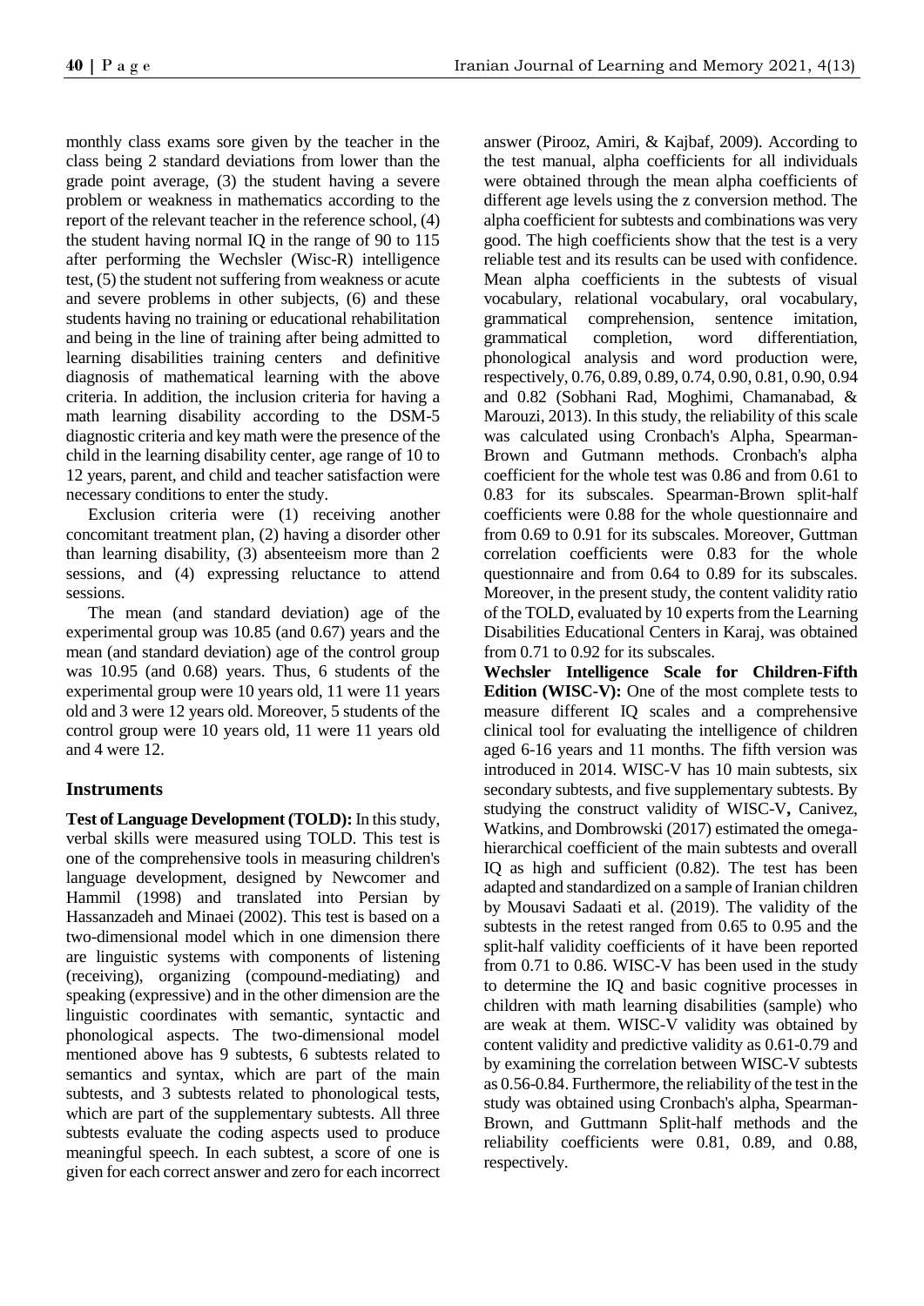monthly class exams sore given by the teacher in the class being 2 standard deviations from lower than the grade point average, (3) the student having a severe problem or weakness in mathematics according to the report of the relevant teacher in the reference school, (4) the student having normal IQ in the range of 90 to 115 after performing the Wechsler (Wisc-R) intelligence test, (5) the student not suffering from weakness or acute and severe problems in other subjects, (6) and these students having no training or educational rehabilitation and being in the line of training after being admitted to learning disabilities training centers and definitive diagnosis of mathematical learning with the above criteria. In addition, the inclusion criteria for having a math learning disability according to the DSM-5 diagnostic criteria and key math were the presence of the child in the learning disability center, age range of 10 to 12 years, parent, and child and teacher satisfaction were necessary conditions to enter the study.

Exclusion criteria were (1) receiving another concomitant treatment plan, (2) having a disorder other than learning disability, (3) absenteeism more than 2 sessions, and (4) expressing reluctance to attend sessions.

The mean (and standard deviation) age of the experimental group was 10.85 (and 0.67) years and the mean (and standard deviation) age of the control group was 10.95 (and 0.68) years. Thus, 6 students of the experimental group were 10 years old, 11 were 11 years old and 3 were 12 years old. Moreover, 5 students of the control group were 10 years old, 11 were 11 years old and 4 were 12.

## Instruments

**Test of Language Development (TOLD):** In this study, verbal skills were measured using TOLD. This test is one of the comprehensive tools in measuring children's language development, designed by Newcomer and Hammil (1998) and translated into Persian by Hassanzadeh and Minaei (2002). This test is based on a two-dimensional model which in one dimension there are linguistic systems with components of listening (receiving), organizing (compound-mediating) and speaking (expressive) and in the other dimension are the linguistic coordinates with semantic, syntactic and phonological aspects. The two-dimensional model mentioned above has 9 subtests, 6 subtests related to semantics and syntax, which are part of the main subtests, and 3 subtests related to phonological tests, which are part of the supplementary subtests. All three subtests evaluate the coding aspects used to produce meaningful speech. In each subtest, a score of one is given for each correct answer and zero for each incorrect answer (Pirooz, Amiri, & Kajbaf, 2009). According to the test manual, alpha coefficients for all individuals were obtained through the mean alpha coefficients of different age levels using the z conversion method. The alpha coefficient for subtests and combinations was very good. The high coefficients show that the test is a very reliable test and its results can be used with confidence. Mean alpha coefficients in the subtests of visual vocabulary, relational vocabulary, oral vocabulary, grammatical comprehension, sentence imitation, grammatical completion, word differentiation, phonological analysis and word production were, respectively, 0.76, 0.89, 0.89, 0.74, 0.90, 0.81, 0.90, 0.94 and 0.82 (Sobhani Rad, Moghimi, Chamanabad, & Marouzi, 2013). In this study, the reliability of this scale was calculated using Cronbach's Alpha, Spearman-Brown and Gutmann methods. Cronbach's alpha coefficient for the whole test was 0.86 and from 0.61 to 0.83 for its subscales. Spearman-Brown split-half coefficients were 0.88 for the whole questionnaire and from 0.69 to 0.91 for its subscales. Moreover, Guttman correlation coefficients were 0.83 for the whole questionnaire and from 0.64 to 0.89 for its subscales. Moreover, in the present study, the content validity ratio of the TOLD, evaluated by 10 experts from the Learning Disabilities Educational Centers in Karaj, was obtained from 0.71 to 0.92 for its subscales.

**Wechsler Intelligence Scale for Children-Fifth Edition (WISC-V):** One of the most complete tests to measure different IQ scales and a comprehensive clinical tool for evaluating the intelligence of children aged 6-16 years and 11 months. The fifth version was introduced in 2014. WISC-V has 10 main subtests, six secondary subtests, and five supplementary subtests. By studying the construct validity of WISC-V**,** Canivez, Watkins, and Dombrowski (2017) estimated the omega-hierarchical coefficient of the main subtests and overall IQ as high and sufficient (0.82). The test has been adapted and standardized on a sample of Iranian children by Mousavi Sadaati et al. (2019). The validity of the subtests in the retest ranged from 0.65 to 0.95 and the split-half validity coefficients of it have been reported from 0.71 to 0.86. WISC-V has been used in the study to determine the IQ and basic cognitive processes in children with math learning disabilities (sample) who are weak at them. WISC-V validity was obtained by content validity and predictive validity as 0.61-0.79 and by examining the correlation between WISC-V subtests as 0.56-0.84. Furthermore, the reliability of the test in the study was obtained using Cronbach's alpha, Spearman-Brown, and Guttmann Split-half methods and the reliability coefficients were 0.81, 0.89, and 0.88, respectively.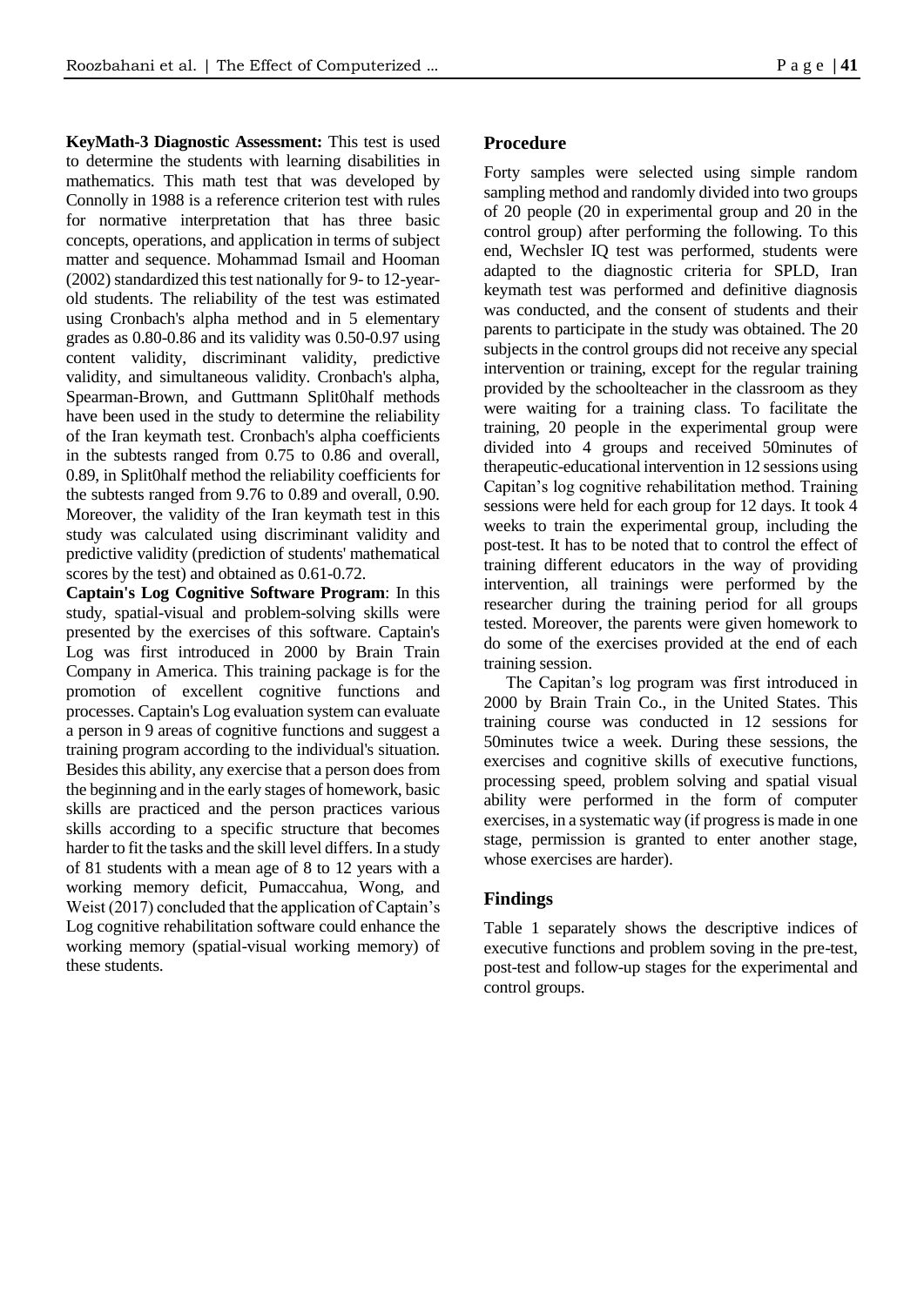**KeyMath-3 Diagnostic Assessment:** This test is used to determine the students with learning disabilities in mathematics. This math test that was developed by Connolly in 1988 is a reference criterion test with rules for normative interpretation that has three basic concepts, operations, and application in terms of subject matter and sequence. Mohammad Ismail and Hooman (2002) standardized this test nationally for 9- to 12-year-old students. The reliability of the test was estimated using Cronbach's alpha method and in 5 elementary grades as 0.80-0.86 and its validity was 0.50-0.97 using content validity, discriminant validity, predictive validity, and simultaneous validity. Cronbach's alpha, Spearman-Brown, and Guttmann Split0half methods have been used in the study to determine the reliability of the Iran keymath test. Cronbach's alpha coefficients in the subtests ranged from 0.75 to 0.86 and overall, 0.89, in Split0half method the reliability coefficients for the subtests ranged from 9.76 to 0.89 and overall, 0.90. Moreover, the validity of the Iran keymath test in this study was calculated using discriminant validity and predictive validity (prediction of students' mathematical scores by the test) and obtained as 0.61-0.72.

**Captain's Log Cognitive Software Program**: In this study, spatial-visual and problem-solving skills were presented by the exercises of this software. Captain's Log was first introduced in 2000 by Brain Train Company in America. This training package is for the promotion of excellent cognitive functions and processes. Captain's Log evaluation system can evaluate a person in 9 areas of cognitive functions and suggest a training program according to the individual's situation. Besides this ability, any exercise that a person does from the beginning and in the early stages of homework, basic skills are practiced and the person practices various skills according to a specific structure that becomes harder to fit the tasks and the skill level differs. In a study of 81 students with a mean age of 8 to 12 years with a working memory deficit, Pumaccahua, Wong, and Weist (2017) concluded that the application of Captain's Log cognitive rehabilitation software could enhance the working memory (spatial-visual working memory) of these students.

## Procedure

Forty samples were selected using simple random sampling method and randomly divided into two groups of 20 people (20 in experimental group and 20 in the control group) after performing the following. To this end, Wechsler IQ test was performed, students were adapted to the diagnostic criteria for SPLD, Iran keymath test was performed and definitive diagnosis was conducted, and the consent of students and their parents to participate in the study was obtained. The 20 subjects in the control groups did not receive any special intervention or training, except for the regular training provided by the schoolteacher in the classroom as they were waiting for a training class. To facilitate the training, 20 people in the experimental group were divided into 4 groups and received 50minutes of therapeutic-educational intervention in 12 sessions using Capitan's log cognitive rehabilitation method. Training sessions were held for each group for 12 days. It took 4 weeks to train the experimental group, including the post-test. It has to be noted that to control the effect of training different educators in the way of providing intervention, all trainings were performed by the researcher during the training period for all groups tested. Moreover, the parents were given homework to do some of the exercises provided at the end of each training session.

The Capitan's log program was first introduced in 2000 by Brain Train Co., in the United States. This training course was conducted in 12 sessions for 50minutes twice a week. During these sessions, the exercises and cognitive skills of executive functions, processing speed, problem solving and spatial visual ability were performed in the form of computer exercises, in a systematic way (if progress is made in one stage, permission is granted to enter another stage, whose exercises are harder).

## Findings

Table 1 separately shows the descriptive indices of executive functions and problem soving in the pre-test, post-test and follow-up stages for the experimental and control groups.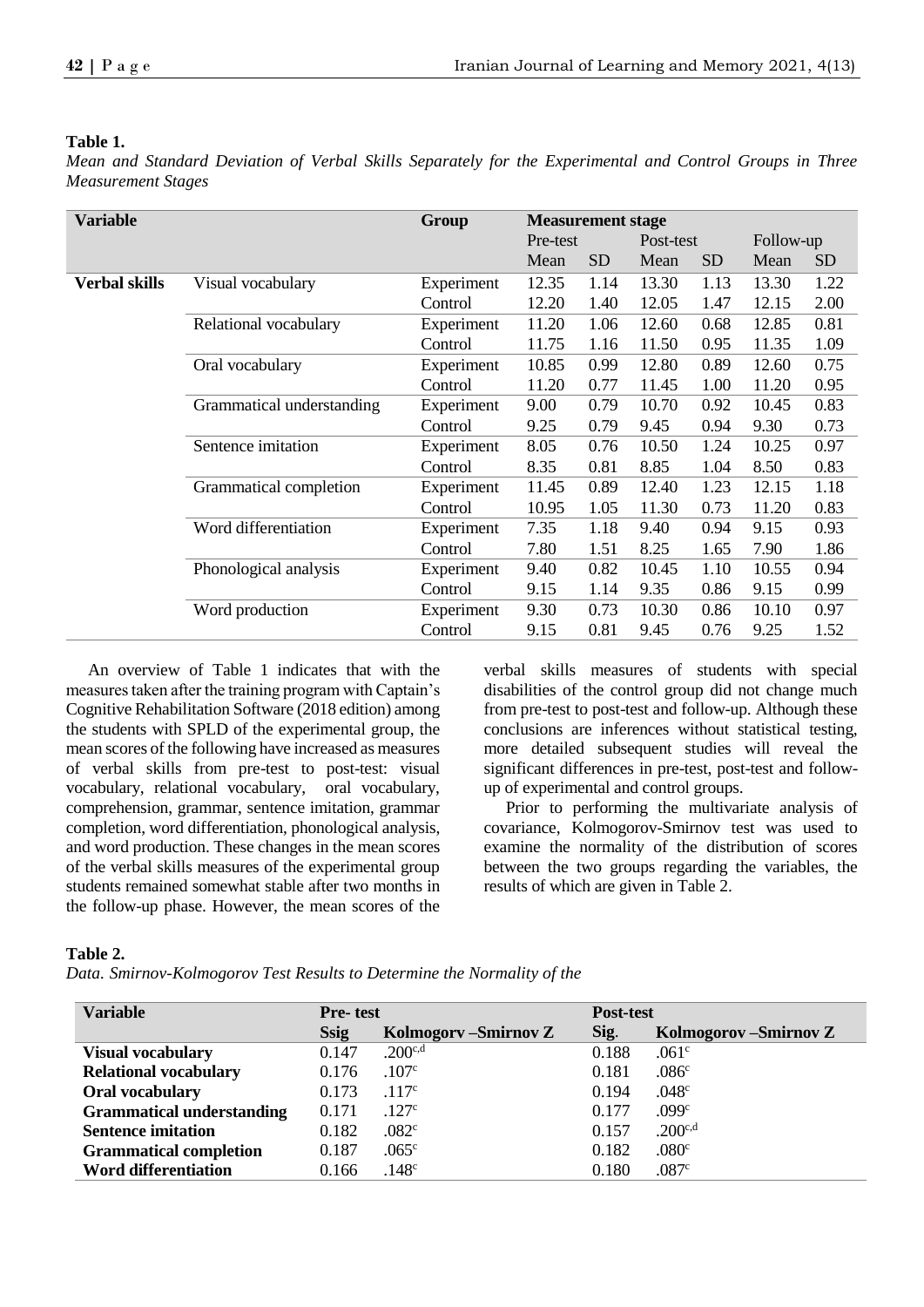**Table 1.**

*Mean and Standard Deviation of Verbal Skills Separately for the Experimental and Control Groups in Three Measurement Stages*

| Variable | | Group | Measurement stage | | | | | |
|---|---|---|---|---|---|---|---|---|
| | | | Pre-test | | Post-test | | Follow-up | |
| | | | Mean | SD | Mean | SD | Mean | SD |
| **Verbal skills** | Visual vocabulary | Experiment | 12.35 | 1.14 | 13.30 | 1.13 | 13.30 | 1.22 |
| | | Control | 12.20 | 1.40 | 12.05 | 1.47 | 12.15 | 2.00 |
| | Relational vocabulary | Experiment | 11.20 | 1.06 | 12.60 | 0.68 | 12.85 | 0.81 |
| | | Control | 11.75 | 1.16 | 11.50 | 0.95 | 11.35 | 1.09 |
| | Oral vocabulary | Experiment | 10.85 | 0.99 | 12.80 | 0.89 | 12.60 | 0.75 |
| | | Control | 11.20 | 0.77 | 11.45 | 1.00 | 11.20 | 0.95 |
| | Grammatical understanding | Experiment | 9.00 | 0.79 | 10.70 | 0.92 | 10.45 | 0.83 |
| | | Control | 9.25 | 0.79 | 9.45 | 0.94 | 9.30 | 0.73 |
| | Sentence imitation | Experiment | 8.05 | 0.76 | 10.50 | 1.24 | 10.25 | 0.97 |
| | | Control | 8.35 | 0.81 | 8.85 | 1.04 | 8.50 | 0.83 |
| | Grammatical completion | Experiment | 11.45 | 0.89 | 12.40 | 1.23 | 12.15 | 1.18 |
| | | Control | 10.95 | 1.05 | 11.30 | 0.73 | 11.20 | 0.83 |
| | Word differentiation | Experiment | 7.35 | 1.18 | 9.40 | 0.94 | 9.15 | 0.93 |
| | | Control | 7.80 | 1.51 | 8.25 | 1.65 | 7.90 | 1.86 |
| | Phonological analysis | Experiment | 9.40 | 0.82 | 10.45 | 1.10 | 10.55 | 0.94 |
| | | Control | 9.15 | 1.14 | 9.35 | 0.86 | 9.15 | 0.99 |
| | Word production | Experiment | 9.30 | 0.73 | 10.30 | 0.86 | 10.10 | 0.97 |
| | | Control | 9.15 | 0.81 | 9.45 | 0.76 | 9.25 | 1.52 |

An overview of Table 1 indicates that with the measures taken after the training program with Captain's Cognitive Rehabilitation Software (2018 edition) among the students with SPLD of the experimental group, the mean scores of the following have increased as measures of verbal skills from pre-test to post-test: visual vocabulary, relational vocabulary, oral vocabulary, comprehension, grammar, sentence imitation, grammar completion, word differentiation, phonological analysis, and word production. These changes in the mean scores of the verbal skills measures of the experimental group students remained somewhat stable after two months in the follow-up phase. However, the mean scores of the verbal skills measures of students with special disabilities of the control group did not change much from pre-test to post-test and follow-up. Although these conclusions are inferences without statistical testing, more detailed subsequent studies will reveal the significant differences in pre-test, post-test and follow-up of experimental and control groups.

Prior to performing the multivariate analysis of covariance, Kolmogorov-Smirnov test was used to examine the normality of the distribution of scores between the two groups regarding the variables, the results of which are given in Table 2.

**Table 2.**

*Data. Smirnov-Kolmogorov Test Results to Determine the Normality of the*

| Variable | Pre- test | | Post-test | |
|---|---|---|---|---|
| | Ssig | Kolmogorv –Smirnov Z | Sig. | Kolmogorov –Smirnov Z |
| **Visual vocabulary** | 0.147 | .200[c,d] | 0.188 | .061[c] |
| **Relational vocabulary** | 0.176 | .107[c] | 0.181 | .086[c] |
| **Oral vocabulary** | 0.173 | .117[c] | 0.194 | .048[c] |
| **Grammatical understanding** | 0.171 | .127[c] | 0.177 | .099[c] |
| **Sentence imitation** | 0.182 | .082[c] | 0.157 | .200[c,d] |
| **Grammatical completion** | 0.187 | .065[c] | 0.182 | .080[c] |
| **Word differentiation** | 0.166 | .148[c] | 0.180 | .087[c] |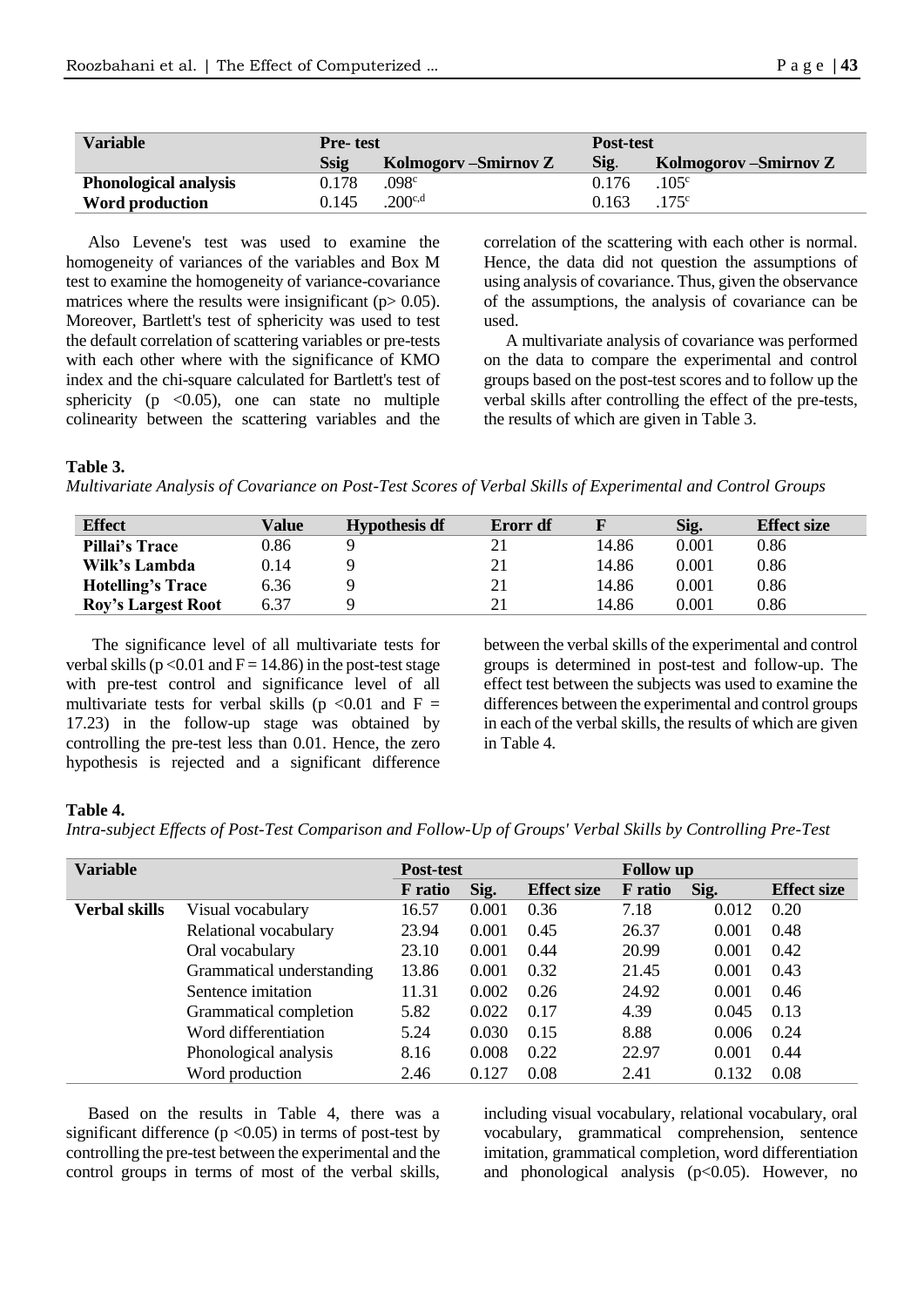| Variable | Pre- test | | Post-test | |
|---|---|---|---|---|
| | Ssig | Kolmogorv –Smirnov Z | Sig. | Kolmogorov –Smirnov Z |
| **Phonological analysis** | 0.178 | .098[c] | 0.176 | .105[c] |
| **Word production** | 0.145 | .200[c,d] | 0.163 | .175[c] |

Also Levene's test was used to examine the homogeneity of variances of the variables and Box M test to examine the homogeneity of variance-covariance matrices where the results were insignificant ($p > 0.05$). Moreover, Bartlett's test of sphericity was used to test the default correlation of scattering variables or pre-tests with each other where with the significance of KMO index and the chi-square calculated for Bartlett's test of sphericity ($p < 0.05$), one can state no multiple colinearity between the scattering variables and the correlation of the scattering with each other is normal. Hence, the data did not question the assumptions of using analysis of covariance. Thus, given the observance of the assumptions, the analysis of covariance can be used.

A multivariate analysis of covariance was performed on the data to compare the experimental and control groups based on the post-test scores and to follow up the verbal skills after controlling the effect of the pre-tests, the results of which are given in Table 3.

**Table 3.**

*Multivariate Analysis of Covariance on Post-Test Scores of Verbal Skills of Experimental and Control Groups*

| Effect | Value | Hypothesis df | Erorr df | F | Sig. | Effect size |
|---|---|---|---|---|---|---|
| **Pillai's Trace** | 0.86 | 9 | 21 | 14.86 | 0.001 | 0.86 |
| **Wilk's Lambda** | 0.14 | 9 | 21 | 14.86 | 0.001 | 0.86 |
| **Hotelling's Trace** | 6.36 | 9 | 21 | 14.86 | 0.001 | 0.86 |
| **Roy's Largest Root** | 6.37 | 9 | 21 | 14.86 | 0.001 | 0.86 |

The significance level of all multivariate tests for verbal skills ($p < 0.01$ and $F = 14.86$) in the post-test stage with pre-test control and significance level of all multivariate tests for verbal skills ($p < 0.01$ and $F = 17.23$) in the follow-up stage was obtained by controlling the pre-test less than 0.01. Hence, the zero hypothesis is rejected and a significant difference between the verbal skills of the experimental and control groups is determined in post-test and follow-up. The effect test between the subjects was used to examine the differences between the experimental and control groups in each of the verbal skills, the results of which are given in Table 4.

**Table 4.**

*Intra-subject Effects of Post-Test Comparison and Follow-Up of Groups' Verbal Skills by Controlling Pre-Test*

| Variable | | Post-test | | | Follow up | | |
|---|---|---|---|---|---|---|---|
| | | F ratio | Sig. | Effect size | F ratio | Sig. | Effect size |
| **Verbal skills** | Visual vocabulary | 16.57 | 0.001 | 0.36 | 7.18 | 0.012 | 0.20 |
| | Relational vocabulary | 23.94 | 0.001 | 0.45 | 26.37 | 0.001 | 0.48 |
| | Oral vocabulary | 23.10 | 0.001 | 0.44 | 20.99 | 0.001 | 0.42 |
| | Grammatical understanding | 13.86 | 0.001 | 0.32 | 21.45 | 0.001 | 0.43 |
| | Sentence imitation | 11.31 | 0.002 | 0.26 | 24.92 | 0.001 | 0.46 |
| | Grammatical completion | 5.82 | 0.022 | 0.17 | 4.39 | 0.045 | 0.13 |
| | Word differentiation | 5.24 | 0.030 | 0.15 | 8.88 | 0.006 | 0.24 |
| | Phonological analysis | 8.16 | 0.008 | 0.22 | 22.97 | 0.001 | 0.44 |
| | Word production | 2.46 | 0.127 | 0.08 | 2.41 | 0.132 | 0.08 |

Based on the results in Table 4, there was a significant difference ($p < 0.05$) in terms of post-test by controlling the pre-test between the experimental and the control groups in terms of most of the verbal skills, including visual vocabulary, relational vocabulary, oral vocabulary, grammatical comprehension, sentence imitation, grammatical completion, word differentiation and phonological analysis ($p < 0.05$). However, no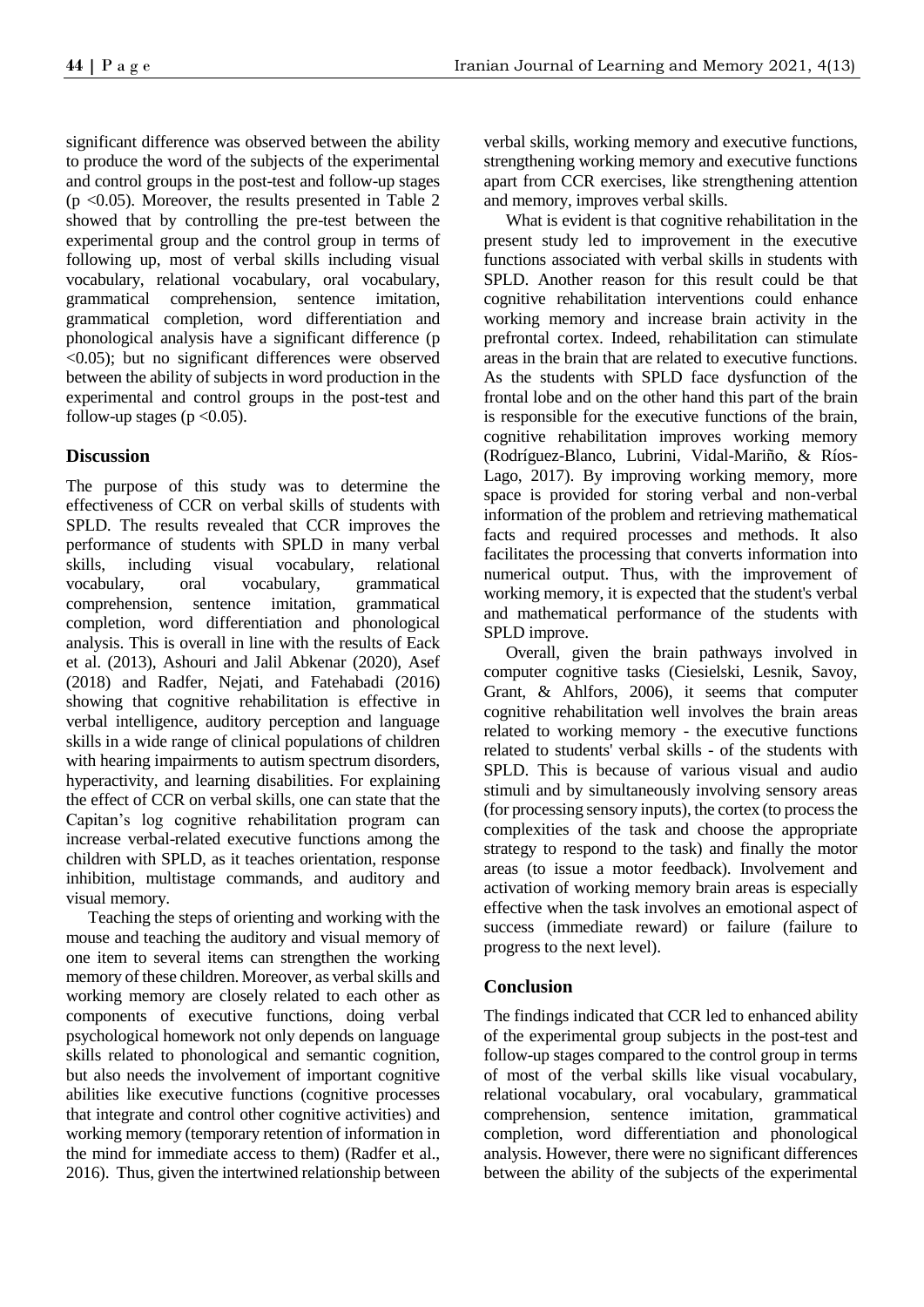significant difference was observed between the ability to produce the word of the subjects of the experimental and control groups in the post-test and follow-up stages ($p < 0.05$). Moreover, the results presented in Table 2 showed that by controlling the pre-test between the experimental group and the control group in terms of following up, most of verbal skills including visual vocabulary, relational vocabulary, oral vocabulary, grammatical comprehension, sentence imitation, grammatical completion, word differentiation and phonological analysis have a significant difference ($p < 0.05$); but no significant differences were observed between the ability of subjects in word production in the experimental and control groups in the post-test and follow-up stages ($p < 0.05$).

## Discussion

The purpose of this study was to determine the effectiveness of CCR on verbal skills of students with SPLD. The results revealed that CCR improves the performance of students with SPLD in many verbal skills, including visual vocabulary, relational vocabulary, oral vocabulary, grammatical comprehension, sentence imitation, grammatical completion, word differentiation and phonological analysis. This is overall in line with the results of Eack et al. (2013), Ashouri and Jalil Abkenar (2020), Asef (2018) and Radfer, Nejati, and Fatehabadi (2016) showing that cognitive rehabilitation is effective in verbal intelligence, auditory perception and language skills in a wide range of clinical populations of children with hearing impairments to autism spectrum disorders, hyperactivity, and learning disabilities. For explaining the effect of CCR on verbal skills, one can state that the Capitan's log cognitive rehabilitation program can increase verbal-related executive functions among the children with SPLD, as it teaches orientation, response inhibition, multistage commands, and auditory and visual memory.

Teaching the steps of orienting and working with the mouse and teaching the auditory and visual memory of one item to several items can strengthen the working memory of these children. Moreover, as verbal skills and working memory are closely related to each other as components of executive functions, doing verbal psychological homework not only depends on language skills related to phonological and semantic cognition, but also needs the involvement of important cognitive abilities like executive functions (cognitive processes that integrate and control other cognitive activities) and working memory (temporary retention of information in the mind for immediate access to them) (Radfer et al., 2016). Thus, given the intertwined relationship between verbal skills, working memory and executive functions, strengthening working memory and executive functions apart from CCR exercises, like strengthening attention and memory, improves verbal skills.

What is evident is that cognitive rehabilitation in the present study led to improvement in the executive functions associated with verbal skills in students with SPLD. Another reason for this result could be that cognitive rehabilitation interventions could enhance working memory and increase brain activity in the prefrontal cortex. Indeed, rehabilitation can stimulate areas in the brain that are related to executive functions. As the students with SPLD face dysfunction of the frontal lobe and on the other hand this part of the brain is responsible for the executive functions of the brain, cognitive rehabilitation improves working memory (Rodríguez-Blanco, Lubrini, Vidal-Mariño, & Ríos-Lago, 2017). By improving working memory, more space is provided for storing verbal and non-verbal information of the problem and retrieving mathematical facts and required processes and methods. It also facilitates the processing that converts information into numerical output. Thus, with the improvement of working memory, it is expected that the student's verbal and mathematical performance of the students with SPLD improve.

Overall, given the brain pathways involved in computer cognitive tasks (Ciesielski, Lesnik, Savoy, Grant, & Ahlfors, 2006), it seems that computer cognitive rehabilitation well involves the brain areas related to working memory - the executive functions related to students' verbal skills - of the students with SPLD. This is because of various visual and audio stimuli and by simultaneously involving sensory areas (for processing sensory inputs), the cortex (to process the complexities of the task and choose the appropriate strategy to respond to the task) and finally the motor areas (to issue a motor feedback). Involvement and activation of working memory brain areas is especially effective when the task involves an emotional aspect of success (immediate reward) or failure (failure to progress to the next level).

## Conclusion

The findings indicated that CCR led to enhanced ability of the experimental group subjects in the post-test and follow-up stages compared to the control group in terms of most of the verbal skills like visual vocabulary, relational vocabulary, oral vocabulary, grammatical comprehension, sentence imitation, grammatical completion, word differentiation and phonological analysis. However, there were no significant differences between the ability of the subjects of the experimental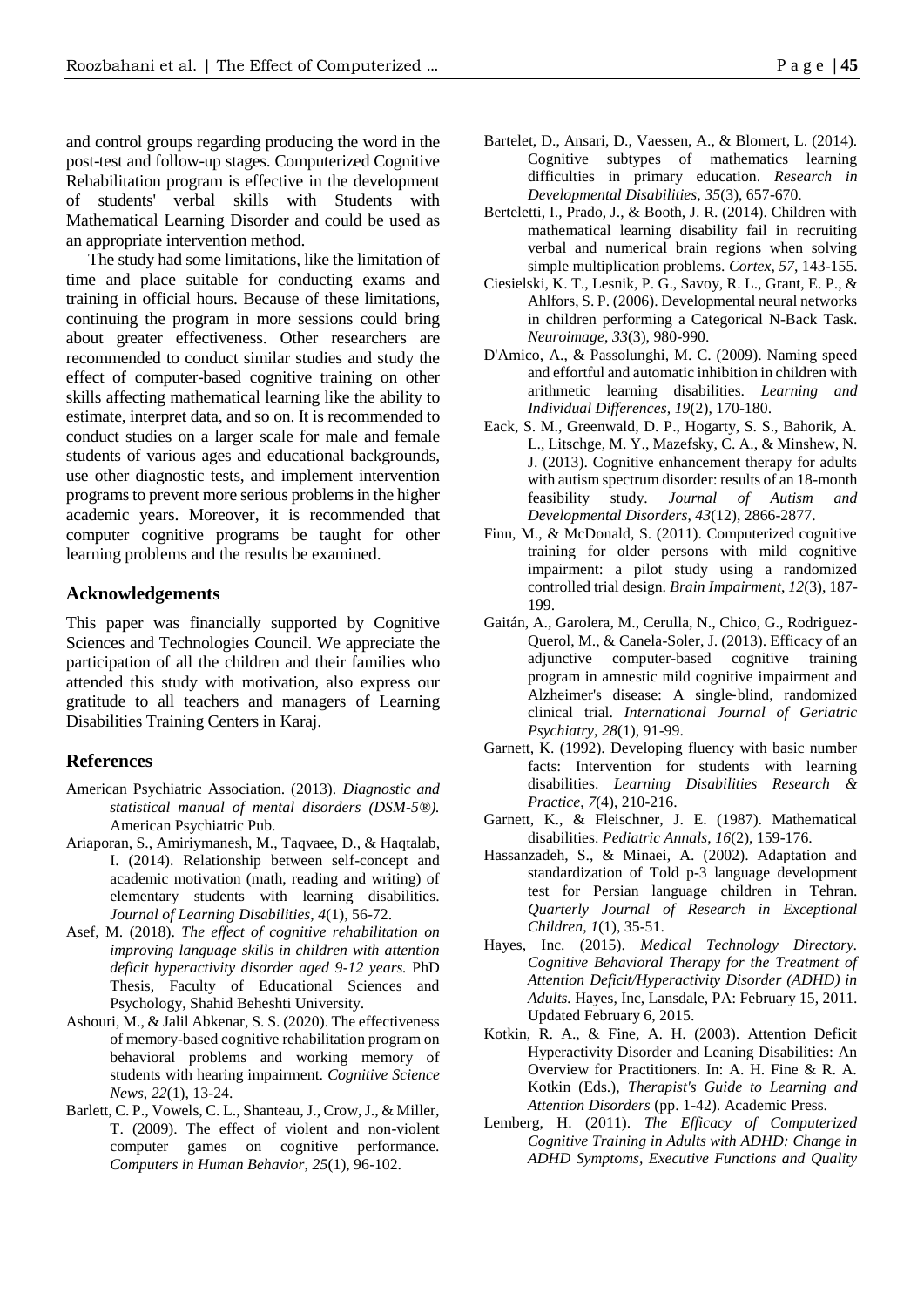and control groups regarding producing the word in the post-test and follow-up stages. Computerized Cognitive Rehabilitation program is effective in the development of students' verbal skills with Students with Mathematical Learning Disorder and could be used as an appropriate intervention method.

The study had some limitations, like the limitation of time and place suitable for conducting exams and training in official hours. Because of these limitations, continuing the program in more sessions could bring about greater effectiveness. Other researchers are recommended to conduct similar studies and study the effect of computer-based cognitive training on other skills affecting mathematical learning like the ability to estimate, interpret data, and so on. It is recommended to conduct studies on a larger scale for male and female students of various ages and educational backgrounds, use other diagnostic tests, and implement intervention programs to prevent more serious problems in the higher academic years. Moreover, it is recommended that computer cognitive programs be taught for other learning problems and the results be examined.

## Acknowledgements

This paper was financially supported by Cognitive Sciences and Technologies Council. We appreciate the participation of all the children and their families who attended this study with motivation, also express our gratitude to all teachers and managers of Learning Disabilities Training Centers in Karaj.

## References

American Psychiatric Association. (2013). *Diagnostic and statistical manual of mental disorders (DSM-5®).* American Psychiatric Pub.

Ariaporan, S., Amiriymanesh, M., Taqvaee, D., & Haqtalab, I. (2014). Relationship between self-concept and academic motivation (math, reading and writing) of elementary students with learning disabilities. *Journal of Learning Disabilities*, *4*(1), 56-72.

Asef, M. (2018). *The effect of cognitive rehabilitation on improving language skills in children with attention deficit hyperactivity disorder aged 9-12 years.* PhD Thesis, Faculty of Educational Sciences and Psychology, Shahid Beheshti University.

Ashouri, M., & Jalil Abkenar, S. S. (2020). The effectiveness of memory-based cognitive rehabilitation program on behavioral problems and working memory of students with hearing impairment. *Cognitive Science News*, *22*(1), 13-24.

Barlett, C. P., Vowels, C. L., Shanteau, J., Crow, J., & Miller, T. (2009). The effect of violent and non-violent computer games on cognitive performance. *Computers in Human Behavior*, *25*(1), 96-102.

Bartelet, D., Ansari, D., Vaessen, A., & Blomert, L. (2014). Cognitive subtypes of mathematics learning difficulties in primary education. *Research in Developmental Disabilities*, *35*(3), 657-670.

Berteletti, I., Prado, J., & Booth, J. R. (2014). Children with mathematical learning disability fail in recruiting verbal and numerical brain regions when solving simple multiplication problems. *Cortex*, *57*, 143-155.

Ciesielski, K. T., Lesnik, P. G., Savoy, R. L., Grant, E. P., & Ahlfors, S. P. (2006). Developmental neural networks in children performing a Categorical N-Back Task. *Neuroimage*, *33*(3), 980-990.

D'Amico, A., & Passolunghi, M. C. (2009). Naming speed and effortful and automatic inhibition in children with arithmetic learning disabilities. *Learning and Individual Differences*, *19*(2), 170-180.

Eack, S. M., Greenwald, D. P., Hogarty, S. S., Bahorik, A. L., Litschge, M. Y., Mazefsky, C. A., & Minshew, N. J. (2013). Cognitive enhancement therapy for adults with autism spectrum disorder: results of an 18-month feasibility study. *Journal of Autism and Developmental Disorders*, *43*(12), 2866-2877.

Finn, M., & McDonald, S. (2011). Computerized cognitive training for older persons with mild cognitive impairment: a pilot study using a randomized controlled trial design. *Brain Impairment*, *12*(3), 187-199.

Gaitán, A., Garolera, M., Cerulla, N., Chico, G., Rodriguez-Querol, M., & Canela-Soler, J. (2013). Efficacy of an adjunctive computer-based cognitive training program in amnestic mild cognitive impairment and Alzheimer's disease: A single-blind, randomized clinical trial. *International Journal of Geriatric Psychiatry*, *28*(1), 91-99.

Garnett, K. (1992). Developing fluency with basic number facts: Intervention for students with learning disabilities. *Learning Disabilities Research & Practice*, *7*(4), 210-216.

Garnett, K., & Fleischner, J. E. (1987). Mathematical disabilities. *Pediatric Annals*, *16*(2), 159-176.

Hassanzadeh, S., & Minaei, A. (2002). Adaptation and standardization of Told p-3 language development test for Persian language children in Tehran. *Quarterly Journal of Research in Exceptional Children*, *1*(1), 35-51.

Hayes, Inc. (2015). *Medical Technology Directory. Cognitive Behavioral Therapy for the Treatment of Attention Deficit/Hyperactivity Disorder (ADHD) in Adults.* Hayes, Inc, Lansdale, PA: February 15, 2011. Updated February 6, 2015.

Kotkin, R. A., & Fine, A. H. (2003). Attention Deficit Hyperactivity Disorder and Leaning Disabilities: An Overview for Practitioners. In: A. H. Fine & R. A. Kotkin (Eds.), *Therapist's Guide to Learning and Attention Disorders* (pp. 1-42). Academic Press.

Lemberg, H. (2011). *The Efficacy of Computerized Cognitive Training in Adults with ADHD: Change in ADHD Symptoms, Executive Functions and Quality*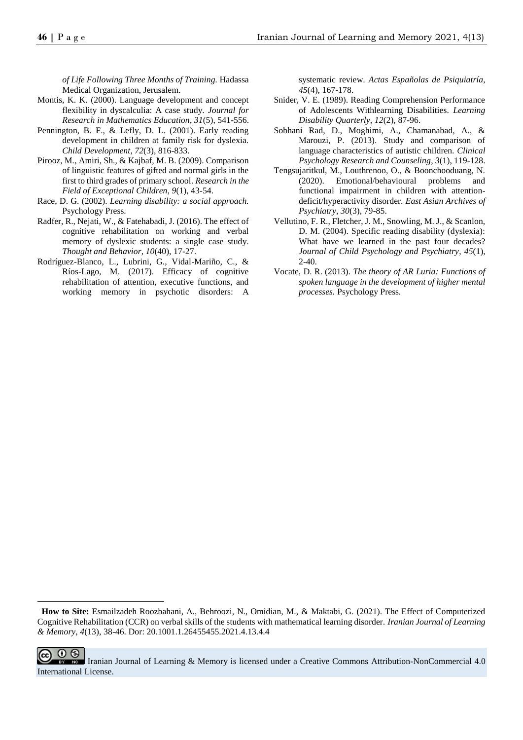*of Life Following Three Months of Training.* Hadassa Medical Organization, Jerusalem.

Montis, K. K. (2000). Language development and concept flexibility in dyscalculia: A case study. *Journal for Research in Mathematics Education*, *31*(5), 541-556.

Pennington, B. F., & Lefly, D. L. (2001). Early reading development in children at family risk for dyslexia. *Child Development, 72*(3), 816-833.

Pirooz, M., Amiri, Sh., & Kajbaf, M. B. (2009). Comparison of linguistic features of gifted and normal girls in the first to third grades of primary school. *Research in the Field of Exceptional Children*, *9*(1), 43-54.

Race, D. G. (2002). *Learning disability: a social approach.* Psychology Press.

Radfer, R., Nejati, W., & Fatehabadi, J. (2016). The effect of cognitive rehabilitation on working and verbal memory of dyslexic students: a single case study. *Thought and Behavior*, *10*(40), 17-27.

Rodríguez-Blanco, L., Lubrini, G., Vidal-Mariño, C., & Ríos-Lago, M. (2017). Efficacy of cognitive rehabilitation of attention, executive functions, and working memory in psychotic disorders: A systematic review. *Actas Españolas de Psiquiatría*, *45*(4), 167-178.

Snider, V. E. (1989). Reading Comprehension Performance of Adolescents Withlearning Disabilities. *Learning Disability Quarterly*, *12*(2), 87-96.

Sobhani Rad, D., Moghimi, A., Chamanabad, A., & Marouzi, P. (2013). Study and comparison of language characteristics of autistic children. *Clinical Psychology Research and Counseling*, *3*(1), 119-128.

Tengsujaritkul, M., Louthrenoo, O., & Boonchooduang, N. (2020). Emotional/behavioural problems and functional impairment in children with attention-deficit/hyperactivity disorder. *East Asian Archives of Psychiatry*, *30*(3), 79-85.

Vellutino, F. R., Fletcher, J. M., Snowling, M. J., & Scanlon, D. M. (2004). Specific reading disability (dyslexia): What have we learned in the past four decades? *Journal of Child Psychology and Psychiatry*, *45*(1), 2-40.

Vocate, D. R. (2013). *The theory of AR Luria: Functions of spoken language in the development of higher mental processes.* Psychology Press.

---

**How to Site:** Esmailzadeh Roozbahani, A., Behroozi, N., Omidian, M., & Maktabi, G. (2021). The Effect of Computerized Cognitive Rehabilitation (CCR) on verbal skills of the students with mathematical learning disorder. *Iranian Journal of Learning & Memory*, *4*(13), 38-46. Dor: 20.1001.1.26455455.2021.4.13.4.4

Iranian Journal of Learning & Memory is licensed under a Creative Commons Attribution-NonCommercial 4.0 International License.